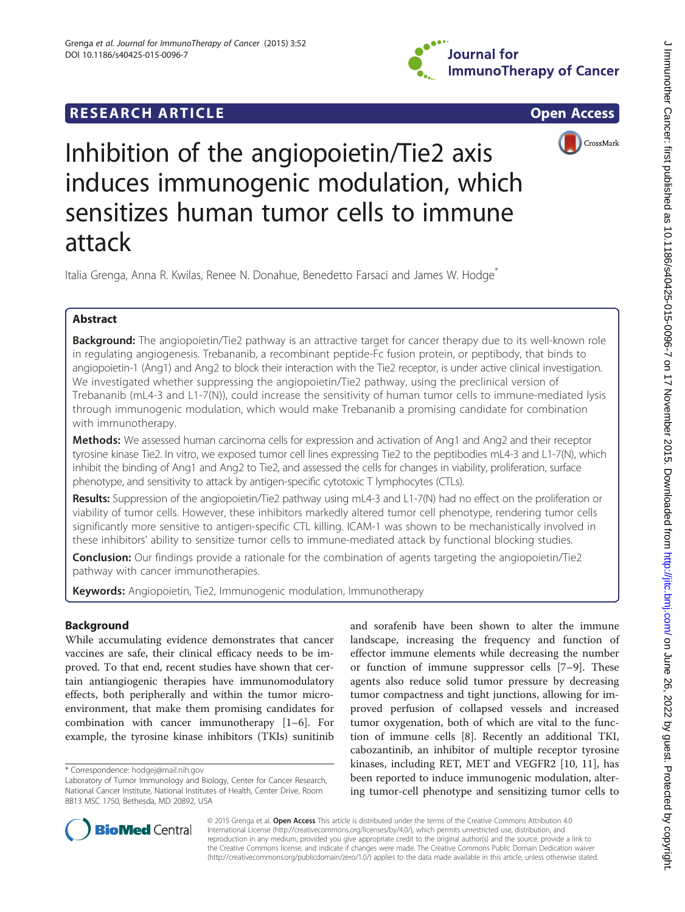RESEARCH ARTICLE

Open Access

# Inhibition of the angiopoietin/Tie2 axis induces immunogenic modulation, which sensitizes human tumor cells to immune attack

Italia Grenga, Anna R. Kwilas, Renee N. Donahue, Benedetto Farsaci and James W. Hodge*

## Abstract

**Background:** The angiopoietin/Tie2 pathway is an attractive target for cancer therapy due to its well-known role in regulating angiogenesis. Trebananib, a recombinant peptide-Fc fusion protein, or peptibody, that binds to angiopoietin-1 (Ang1) and Ang2 to block their interaction with the Tie2 receptor, is under active clinical investigation. We investigated whether suppressing the angiopoietin/Tie2 pathway, using the preclinical version of Trebananib (mL4-3 and L1-7(N)), could increase the sensitivity of human tumor cells to immune-mediated lysis through immunogenic modulation, which would make Trebananib a promising candidate for combination with immunotherapy.

**Methods:** We assessed human carcinoma cells for expression and activation of Ang1 and Ang2 and their receptor tyrosine kinase Tie2. In vitro, we exposed tumor cell lines expressing Tie2 to the peptibodies mL4-3 and L1-7(N), which inhibit the binding of Ang1 and Ang2 to Tie2, and assessed the cells for changes in viability, proliferation, surface phenotype, and sensitivity to attack by antigen-specific cytotoxic T lymphocytes (CTLs).

**Results:** Suppression of the angiopoietin/Tie2 pathway using mL4-3 and L1-7(N) had no effect on the proliferation or viability of tumor cells. However, these inhibitors markedly altered tumor cell phenotype, rendering tumor cells significantly more sensitive to antigen-specific CTL killing. ICAM-1 was shown to be mechanistically involved in these inhibitors' ability to sensitize tumor cells to immune-mediated attack by functional blocking studies.

**Conclusion:** Our findings provide a rationale for the combination of agents targeting the angiopoietin/Tie2 pathway with cancer immunotherapies.

**Keywords:** Angiopoietin, Tie2, Immunogenic modulation, Immunotherapy

## Background

While accumulating evidence demonstrates that cancer vaccines are safe, their clinical efficacy needs to be improved. To that end, recent studies have shown that certain antiangiogenic therapies have immunomodulatory effects, both peripherally and within the tumor microenvironment, that make them promising candidates for combination with cancer immunotherapy [1–6]. For example, the tyrosine kinase inhibitors (TKIs) sunitinib and sorafenib have been shown to alter the immune landscape, increasing the frequency and function of effector immune elements while decreasing the number or function of immune suppressor cells [7–9]. These agents also reduce solid tumor pressure by decreasing tumor compactness and tight junctions, allowing for improved perfusion of collapsed vessels and increased tumor oxygenation, both of which are vital to the function of immune cells [8]. Recently an additional TKI, cabozantinib, an inhibitor of multiple receptor tyrosine kinases, including RET, MET and VEGFR2 [10, 11], has been reported to induce immunogenic modulation, altering tumor-cell phenotype and sensitizing tumor cells to

\* Correspondence: hodgej@mail.nih.gov
Laboratory of Tumor Immunology and Biology, Center for Cancer Research, National Cancer Institute, National Institutes of Health, Center Drive, Room 8B13 MSC 1750, Bethesda, MD 20892, USA

© 2015 Grenga et al. **Open Access** This article is distributed under the terms of the Creative Commons Attribution 4.0 International License (http://creativecommons.org/licenses/by/4.0/), which permits unrestricted use, distribution, and reproduction in any medium, provided you give appropriate credit to the original author(s) and the source, provide a link to the Creative Commons license, and indicate if changes were made. The Creative Commons Public Domain Dedication waiver (http://creativecommons.org/publicdomain/zero/1.0/) applies to the data made available in this article, unless otherwise stated.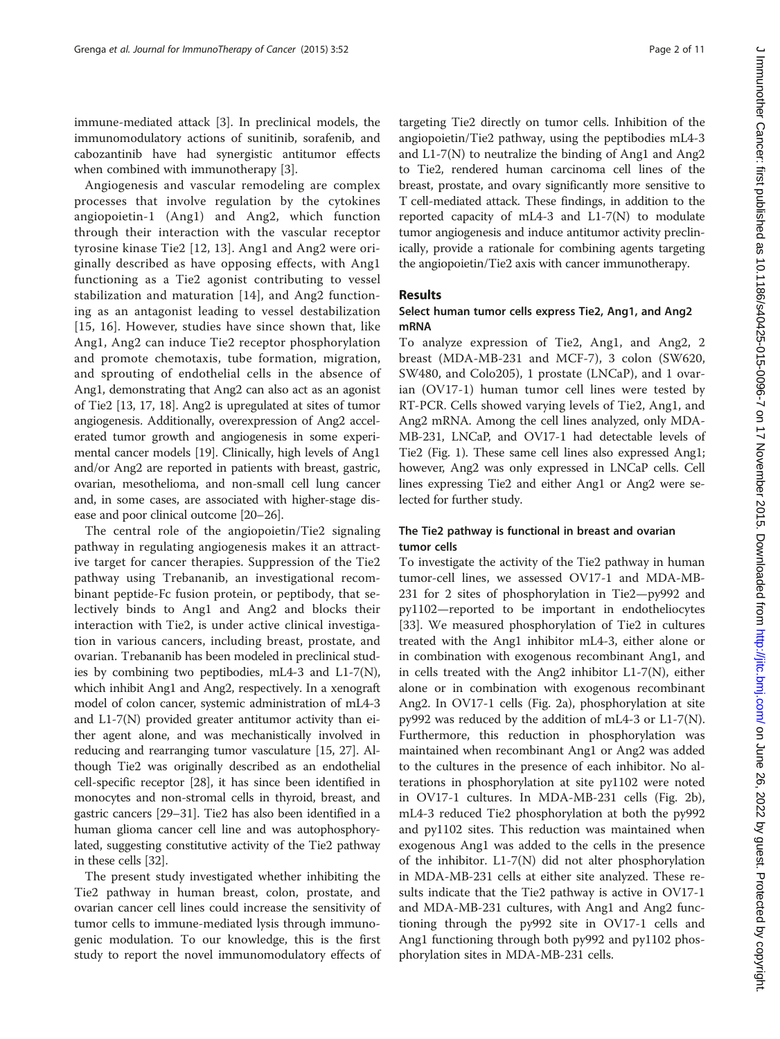immune-mediated attack [3]. In preclinical models, the immunomodulatory actions of sunitinib, sorafenib, and cabozantinib have had synergistic antitumor effects when combined with immunotherapy [3].

Angiogenesis and vascular remodeling are complex processes that involve regulation by the cytokines angiopoietin-1 (Ang1) and Ang2, which function through their interaction with the vascular receptor tyrosine kinase Tie2 [12, 13]. Ang1 and Ang2 were originally described as have opposing effects, with Ang1 functioning as a Tie2 agonist contributing to vessel stabilization and maturation [14], and Ang2 functioning as an antagonist leading to vessel destabilization [15, 16]. However, studies have since shown that, like Ang1, Ang2 can induce Tie2 receptor phosphorylation and promote chemotaxis, tube formation, migration, and sprouting of endothelial cells in the absence of Ang1, demonstrating that Ang2 can also act as an agonist of Tie2 [13, 17, 18]. Ang2 is upregulated at sites of tumor angiogenesis. Additionally, overexpression of Ang2 accelerated tumor growth and angiogenesis in some experimental cancer models [19]. Clinically, high levels of Ang1 and/or Ang2 are reported in patients with breast, gastric, ovarian, mesothelioma, and non-small cell lung cancer and, in some cases, are associated with higher-stage disease and poor clinical outcome [20–26].

The central role of the angiopoietin/Tie2 signaling pathway in regulating angiogenesis makes it an attractive target for cancer therapies. Suppression of the Tie2 pathway using Trebananib, an investigational recombinant peptide-Fc fusion protein, or peptibody, that selectively binds to Ang1 and Ang2 and blocks their interaction with Tie2, is under active clinical investigation in various cancers, including breast, prostate, and ovarian. Trebananib has been modeled in preclinical studies by combining two peptibodies, mL4-3 and L1-7(N), which inhibit Ang1 and Ang2, respectively. In a xenograft model of colon cancer, systemic administration of mL4-3 and L1-7(N) provided greater antitumor activity than either agent alone, and was mechanistically involved in reducing and rearranging tumor vasculature [15, 27]. Although Tie2 was originally described as an endothelial cell-specific receptor [28], it has since been identified in monocytes and non-stromal cells in thyroid, breast, and gastric cancers [29–31]. Tie2 has also been identified in a human glioma cancer cell line and was autophosphorylated, suggesting constitutive activity of the Tie2 pathway in these cells [32].

The present study investigated whether inhibiting the Tie2 pathway in human breast, colon, prostate, and ovarian cancer cell lines could increase the sensitivity of tumor cells to immune-mediated lysis through immunogenic modulation. To our knowledge, this is the first study to report the novel immunomodulatory effects of targeting Tie2 directly on tumor cells. Inhibition of the angiopoietin/Tie2 pathway, using the peptibodies mL4-3 and L1-7(N) to neutralize the binding of Ang1 and Ang2 to Tie2, rendered human carcinoma cell lines of the breast, prostate, and ovary significantly more sensitive to T cell-mediated attack. These findings, in addition to the reported capacity of mL4-3 and L1-7(N) to modulate tumor angiogenesis and induce antitumor activity preclinically, provide a rationale for combining agents targeting the angiopoietin/Tie2 axis with cancer immunotherapy.

## Results

### Select human tumor cells express Tie2, Ang1, and Ang2 mRNA

To analyze expression of Tie2, Ang1, and Ang2, 2 breast (MDA-MB-231 and MCF-7), 3 colon (SW620, SW480, and Colo205), 1 prostate (LNCaP), and 1 ovarian (OV17-1) human tumor cell lines were tested by RT-PCR. Cells showed varying levels of Tie2, Ang1, and Ang2 mRNA. Among the cell lines analyzed, only MDA-MB-231, LNCaP, and OV17-1 had detectable levels of Tie2 (Fig. 1). These same cell lines also expressed Ang1; however, Ang2 was only expressed in LNCaP cells. Cell lines expressing Tie2 and either Ang1 or Ang2 were selected for further study.

### The Tie2 pathway is functional in breast and ovarian tumor cells

To investigate the activity of the Tie2 pathway in human tumor-cell lines, we assessed OV17-1 and MDA-MB-231 for 2 sites of phosphorylation in Tie2—py992 and py1102—reported to be important in endotheliocytes [33]. We measured phosphorylation of Tie2 in cultures treated with the Ang1 inhibitor mL4-3, either alone or in combination with exogenous recombinant Ang1, and in cells treated with the Ang2 inhibitor L1-7(N), either alone or in combination with exogenous recombinant Ang2. In OV17-1 cells (Fig. 2a), phosphorylation at site py992 was reduced by the addition of mL4-3 or L1-7(N). Furthermore, this reduction in phosphorylation was maintained when recombinant Ang1 or Ang2 was added to the cultures in the presence of each inhibitor. No alterations in phosphorylation at site py1102 were noted in OV17-1 cultures. In MDA-MB-231 cells (Fig. 2b), mL4-3 reduced Tie2 phosphorylation at both the py992 and py1102 sites. This reduction was maintained when exogenous Ang1 was added to the cells in the presence of the inhibitor. L1-7(N) did not alter phosphorylation in MDA-MB-231 cells at either site analyzed. These results indicate that the Tie2 pathway is active in OV17-1 and MDA-MB-231 cultures, with Ang1 and Ang2 functioning through the py992 site in OV17-1 cells and Ang1 functioning through both py992 and py1102 phosphorylation sites in MDA-MB-231 cells.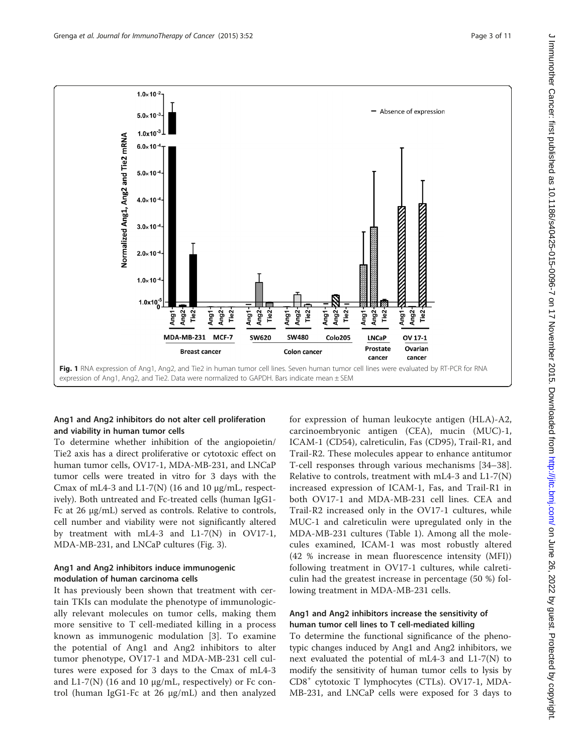Fig. 1 RNA expression of Ang1, Ang2, and Tie2 in human tumor cell lines. Seven human tumor cell lines were evaluated by RT-PCR for RNA expression of Ang1, Ang2, and Tie2. Data were normalized to GAPDH. Bars indicate mean ± SEM

### Ang1 and Ang2 inhibitors do not alter cell proliferation and viability in human tumor cells

To determine whether inhibition of the angiopoietin/Tie2 axis has a direct proliferative or cytotoxic effect on human tumor cells, OV17-1, MDA-MB-231, and LNCaP tumor cells were treated in vitro for 3 days with the Cmax of mL4-3 and L1-7(N) (16 and 10 μg/mL, respectively). Both untreated and Fc-treated cells (human IgG1-Fc at 26 μg/mL) served as controls. Relative to controls, cell number and viability were not significantly altered by treatment with mL4-3 and L1-7(N) in OV17-1, MDA-MB-231, and LNCaP cultures (Fig. 3).

### Ang1 and Ang2 inhibitors induce immunogenic modulation of human carcinoma cells

It has previously been shown that treatment with certain TKIs can modulate the phenotype of immunologically relevant molecules on tumor cells, making them more sensitive to T cell-mediated killing in a process known as immunogenic modulation [3]. To examine the potential of Ang1 and Ang2 inhibitors to alter tumor phenotype, OV17-1 and MDA-MB-231 cell cultures were exposed for 3 days to the Cmax of mL4-3 and L1-7(N) (16 and 10 μg/mL, respectively) or Fc control (human IgG1-Fc at 26 μg/mL) and then analyzed for expression of human leukocyte antigen (HLA)-A2, carcinoembryonic antigen (CEA), mucin (MUC)-1, ICAM-1 (CD54), calreticulin, Fas (CD95), Trail-R1, and Trail-R2. These molecules appear to enhance antitumor T-cell responses through various mechanisms [34–38]. Relative to controls, treatment with mL4-3 and L1-7(N) increased expression of ICAM-1, Fas, and Trail-R1 in both OV17-1 and MDA-MB-231 cell lines. CEA and Trail-R2 increased only in the OV17-1 cultures, while MUC-1 and calreticulin were upregulated only in the MDA-MB-231 cultures (Table 1). Among all the molecules examined, ICAM-1 was most robustly altered (42 % increase in mean fluorescence intensity (MFI)) following treatment in OV17-1 cultures, while calreticulin had the greatest increase in percentage (50 %) following treatment in MDA-MB-231 cells.

### Ang1 and Ang2 inhibitors increase the sensitivity of human tumor cell lines to T cell-mediated killing

To determine the functional significance of the phenotypic changes induced by Ang1 and Ang2 inhibitors, we next evaluated the potential of mL4-3 and L1-7(N) to modify the sensitivity of human tumor cells to lysis by $CD8^+$ cytotoxic T lymphocytes (CTLs). OV17-1, MDA-MB-231, and LNCaP cells were exposed for 3 days to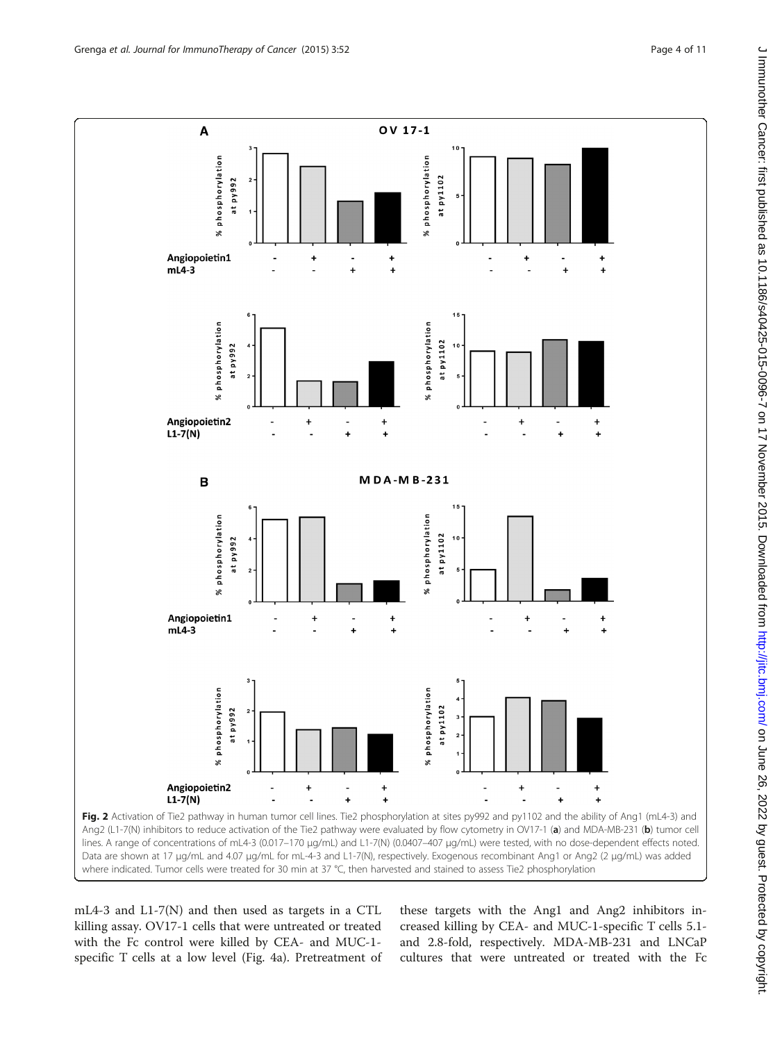**Fig. 2** Activation of Tie2 pathway in human tumor cell lines. Tie2 phosphorylation at sites py992 and py1102 and the ability of Ang1 (mL4-3) and Ang2 (L1-7(N)) inhibitors to reduce activation of the Tie2 pathway were evaluated by flow cytometry in OV17-1 (**a**) and MDA-MB-231 (**b**) tumor cell lines. A range of concentrations of mL4-3 (0.017–170 μg/mL) and L1-7(N) (0.0407–407 μg/mL) were tested, with no dose-dependent effects noted. Data are shown at 17 μg/mL and 4.07 μg/mL for mL-4-3 and L1-7(N), respectively. Exogenous recombinant Ang1 or Ang2 (2 μg/mL) was added where indicated. Tumor cells were treated for 30 min at 37 °C, then harvested and stained to assess Tie2 phosphorylation

mL4-3 and L1-7(N) and then used as targets in a CTL killing assay. OV17-1 cells that were untreated or treated with the Fc control were killed by CEA- and MUC-1-specific T cells at a low level (Fig. 4a). Pretreatment of these targets with the Ang1 and Ang2 inhibitors increased killing by CEA- and MUC-1-specific T cells 5.1- and 2.8-fold, respectively. MDA-MB-231 and LNCaP cultures that were untreated or treated with the Fc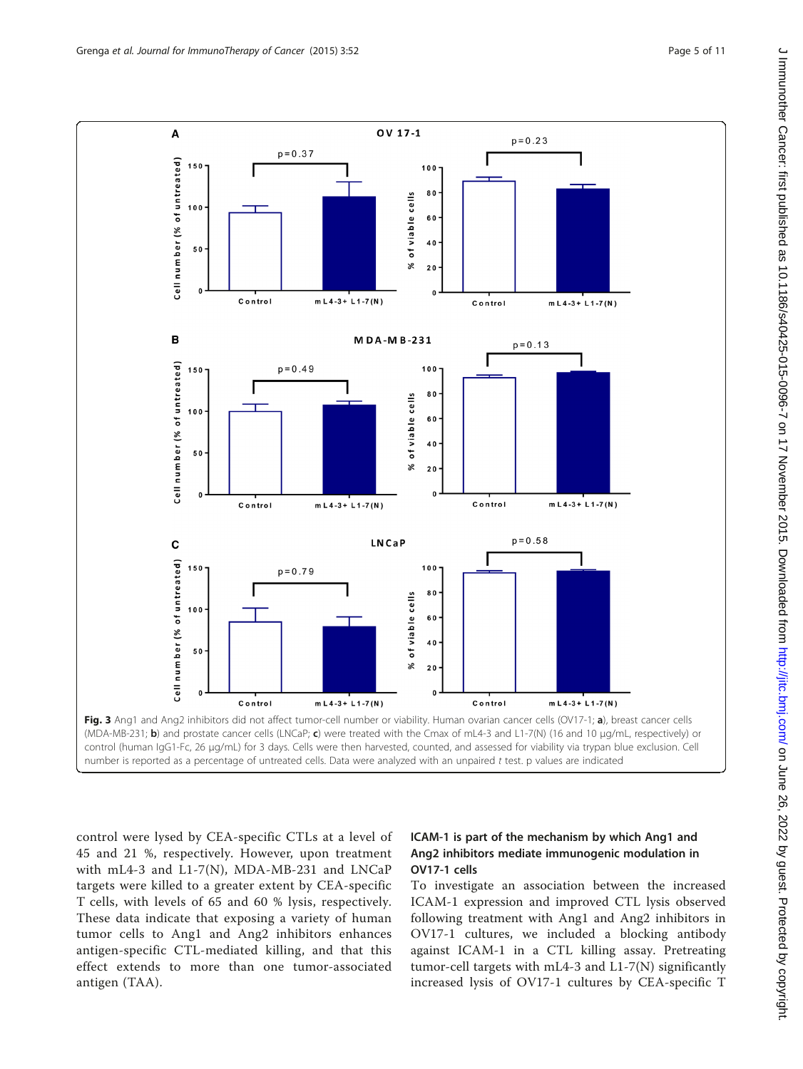**Fig. 3** Ang1 and Ang2 inhibitors did not affect tumor-cell number or viability. Human ovarian cancer cells (OV17-1; **a**), breast cancer cells (MDA-MB-231; **b**) and prostate cancer cells (LNCaP; **c**) were treated with the Cmax of mL4-3 and L1-7(N) (16 and 10 μg/mL, respectively) or control (human IgG1-Fc, 26 μg/mL) for 3 days. Cells were then harvested, counted, and assessed for viability via trypan blue exclusion. Cell number is reported as a percentage of untreated cells. Data were analyzed with an unpaired *t* test. p values are indicated

control were lysed by CEA-specific CTLs at a level of 45 and 21 %, respectively. However, upon treatment with mL4-3 and L1-7(N), MDA-MB-231 and LNCaP targets were killed to a greater extent by CEA-specific T cells, with levels of 65 and 60 % lysis, respectively. These data indicate that exposing a variety of human tumor cells to Ang1 and Ang2 inhibitors enhances antigen-specific CTL-mediated killing, and that this effect extends to more than one tumor-associated antigen (TAA).

### ICAM-1 is part of the mechanism by which Ang1 and Ang2 inhibitors mediate immunogenic modulation in OV17-1 cells

To investigate an association between the increased ICAM-1 expression and improved CTL lysis observed following treatment with Ang1 and Ang2 inhibitors in OV17-1 cultures, we included a blocking antibody against ICAM-1 in a CTL killing assay. Pretreating tumor-cell targets with mL4-3 and L1-7(N) significantly increased lysis of OV17-1 cultures by CEA-specific T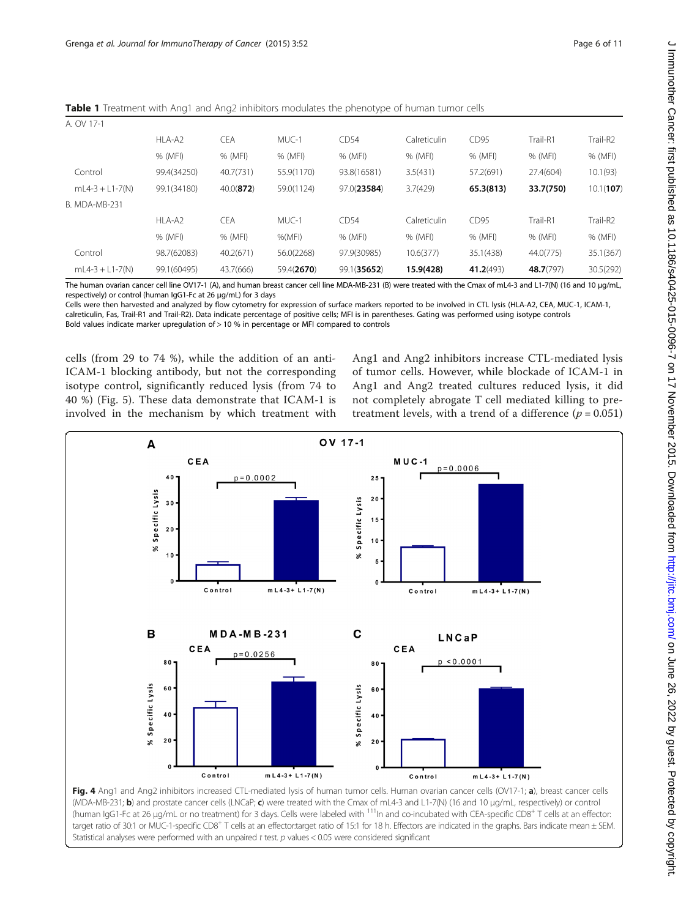**Table 1** Treatment with Ang1 and Ang2 inhibitors modulates the phenotype of human tumor cells

| A. OV 17-1 | | | | | | | | |
|---|---|---|---|---|---|---|---|---|
| | HLA-A2 | CEA | MUC-1 | CD54 | Calreticulin | CD95 | Trail-R1 | Trail-R2 |
| | % (MFI) | % (MFI) | % (MFI) | % (MFI) | % (MFI) | % (MFI) | % (MFI) | % (MFI) |
| Control | 99.4(34250) | 40.7(731) | 55.9(1170) | 93.8(16581) | 3.5(431) | 57.2(691) | 27.4(604) | 10.1(93) |
| mL4-3 + L1-7(N) | 99.1(34180) | 40.0(**872**) | 59.0(1124) | 97.0(**23584**) | 3.7(429) | **65.3(813)** | **33.7(750)** | 10.1(**107**) |
| B. MDA-MB-231 | | | | | | | | |
| | HLA-A2 | CEA | MUC-1 | CD54 | Calreticulin | CD95 | Trail-R1 | Trail-R2 |
| | % (MFI) | % (MFI) | %(MFI) | % (MFI) | % (MFI) | % (MFI) | % (MFI) | % (MFI) |
| Control | 98.7(62083) | 40.2(671) | 56.0(2268) | 97.9(30985) | 10.6(377) | 35.1(438) | 44.0(775) | 35.1(367) |
| mL4-3 + L1-7(N) | 99.1(60495) | 43.7(666) | 59.4(**2670**) | 99.1(**35652**) | **15.9(428)** | **41.2**(493) | **48.7**(797) | 30.5(292) |

The human ovarian cancer cell line OV17-1 (A), and human breast cancer cell line MDA-MB-231 (B) were treated with the Cmax of mL4-3 and L1-7(N) (16 and 10 μg/mL, respectively) or control (human IgG1-Fc at 26 μg/mL) for 3 days

Cells were then harvested and analyzed by flow cytometry for expression of surface markers reported to be involved in CTL lysis (HLA-A2, CEA, MUC-1, ICAM-1, calreticulin, Fas, Trail-R1 and Trail-R2). Data indicate percentage of positive cells; MFI is in parentheses. Gating was performed using isotype controls

Bold values indicate marker upregulation of > 10 % in percentage or MFI compared to controls

cells (from 29 to 74 %), while the addition of an anti-ICAM-1 blocking antibody, but not the corresponding isotype control, significantly reduced lysis (from 74 to 40 %) (Fig. 5). These data demonstrate that ICAM-1 is involved in the mechanism by which treatment with Ang1 and Ang2 inhibitors increase CTL-mediated lysis of tumor cells. However, while blockade of ICAM-1 in Ang1 and Ang2 treated cultures reduced lysis, it did not completely abrogate T cell mediated killing to pre-treatment levels, with a trend of a difference ($p = 0.051$)

**Fig. 4** Ang1 and Ang2 inhibitors increased CTL-mediated lysis of human tumor cells. Human ovarian cancer cells (OV17-1; **a**), breast cancer cells (MDA-MB-231; **b**) and prostate cancer cells (LNCaP; **c**) were treated with the Cmax of mL4-3 and L1-7(N) (16 and 10 μg/mL, respectively) or control (human IgG1-Fc at 26 μg/mL or no treatment) for 3 days. Cells were labeled with $^{111}$In and co-incubated with CEA-specific CD8$^{+}$ T cells at an effector: target ratio of 30:1 or MUC-1-specific CD8$^{+}$ T cells at an effector:target ratio of 15:1 for 18 h. Effectors are indicated in the graphs. Bars indicate mean ± SEM. Statistical analyses were performed with an unpaired *t* test. *p* values < 0.05 were considered significant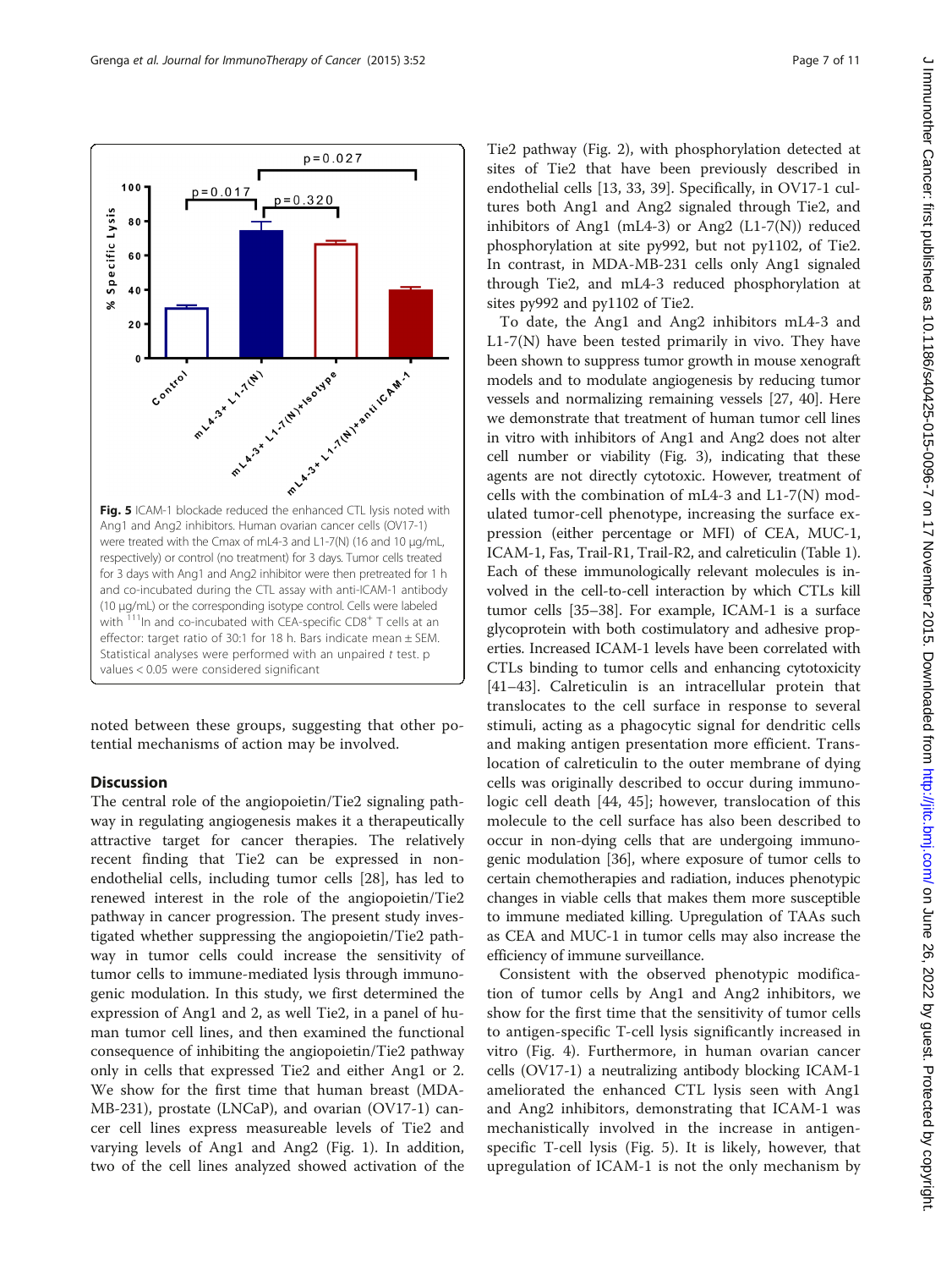Fig. 5 ICAM-1 blockade reduced the enhanced CTL lysis noted with Ang1 and Ang2 inhibitors. Human ovarian cancer cells (OV17-1) were treated with the Cmax of mL4-3 and L1-7(N) (16 and 10 μg/mL, respectively) or control (no treatment) for 3 days. Tumor cells treated for 3 days with Ang1 and Ang2 inhibitor were then pretreated for 1 h and co-incubated during the CTL assay with anti-ICAM-1 antibody (10 μg/mL) or the corresponding isotype control. Cells were labeled with $^{111}$In and co-incubated with CEA-specific $CD8^+$ T cells at an effector: target ratio of 30:1 for 18 h. Bars indicate mean ± SEM. Statistical analyses were performed with an unpaired *t* test. p values < 0.05 were considered significant

noted between these groups, suggesting that other potential mechanisms of action may be involved.

## Discussion

The central role of the angiopoietin/Tie2 signaling pathway in regulating angiogenesis makes it a therapeutically attractive target for cancer therapies. The relatively recent finding that Tie2 can be expressed in non-endothelial cells, including tumor cells [28], has led to renewed interest in the role of the angiopoietin/Tie2 pathway in cancer progression. The present study investigated whether suppressing the angiopoietin/Tie2 pathway in tumor cells could increase the sensitivity of tumor cells to immune-mediated lysis through immunogenic modulation. In this study, we first determined the expression of Ang1 and 2, as well Tie2, in a panel of human tumor cell lines, and then examined the functional consequence of inhibiting the angiopoietin/Tie2 pathway only in cells that expressed Tie2 and either Ang1 or 2. We show for the first time that human breast (MDA-MB-231), prostate (LNCaP), and ovarian (OV17-1) cancer cell lines express measureable levels of Tie2 and varying levels of Ang1 and Ang2 (Fig. 1). In addition, two of the cell lines analyzed showed activation of the Tie2 pathway (Fig. 2), with phosphorylation detected at sites of Tie2 that have been previously described in endothelial cells [13, 33, 39]. Specifically, in OV17-1 cultures both Ang1 and Ang2 signaled through Tie2, and inhibitors of Ang1 (mL4-3) or Ang2 (L1-7(N)) reduced phosphorylation at site py992, but not py1102, of Tie2. In contrast, in MDA-MB-231 cells only Ang1 signaled through Tie2, and mL4-3 reduced phosphorylation at sites py992 and py1102 of Tie2.

To date, the Ang1 and Ang2 inhibitors mL4-3 and L1-7(N) have been tested primarily in vivo. They have been shown to suppress tumor growth in mouse xenograft models and to modulate angiogenesis by reducing tumor vessels and normalizing remaining vessels [27, 40]. Here we demonstrate that treatment of human tumor cell lines in vitro with inhibitors of Ang1 and Ang2 does not alter cell number or viability (Fig. 3), indicating that these agents are not directly cytotoxic. However, treatment of cells with the combination of mL4-3 and L1-7(N) modulated tumor-cell phenotype, increasing the surface expression (either percentage or MFI) of CEA, MUC-1, ICAM-1, Fas, Trail-R1, Trail-R2, and calreticulin (Table 1). Each of these immunologically relevant molecules is involved in the cell-to-cell interaction by which CTLs kill tumor cells [35–38]. For example, ICAM-1 is a surface glycoprotein with both costimulatory and adhesive properties. Increased ICAM-1 levels have been correlated with CTLs binding to tumor cells and enhancing cytotoxicity [41–43]. Calreticulin is an intracellular protein that translocates to the cell surface in response to several stimuli, acting as a phagocytic signal for dendritic cells and making antigen presentation more efficient. Translocation of calreticulin to the outer membrane of dying cells was originally described to occur during immunologic cell death [44, 45]; however, translocation of this molecule to the cell surface has also been described to occur in non-dying cells that are undergoing immunogenic modulation [36], where exposure of tumor cells to certain chemotherapies and radiation, induces phenotypic changes in viable cells that makes them more susceptible to immune mediated killing. Upregulation of TAAs such as CEA and MUC-1 in tumor cells may also increase the efficiency of immune surveillance.

Consistent with the observed phenotypic modification of tumor cells by Ang1 and Ang2 inhibitors, we show for the first time that the sensitivity of tumor cells to antigen-specific T-cell lysis significantly increased in vitro (Fig. 4). Furthermore, in human ovarian cancer cells (OV17-1) a neutralizing antibody blocking ICAM-1 ameliorated the enhanced CTL lysis seen with Ang1 and Ang2 inhibitors, demonstrating that ICAM-1 was mechanistically involved in the increase in antigen-specific T-cell lysis (Fig. 5). It is likely, however, that upregulation of ICAM-1 is not the only mechanism by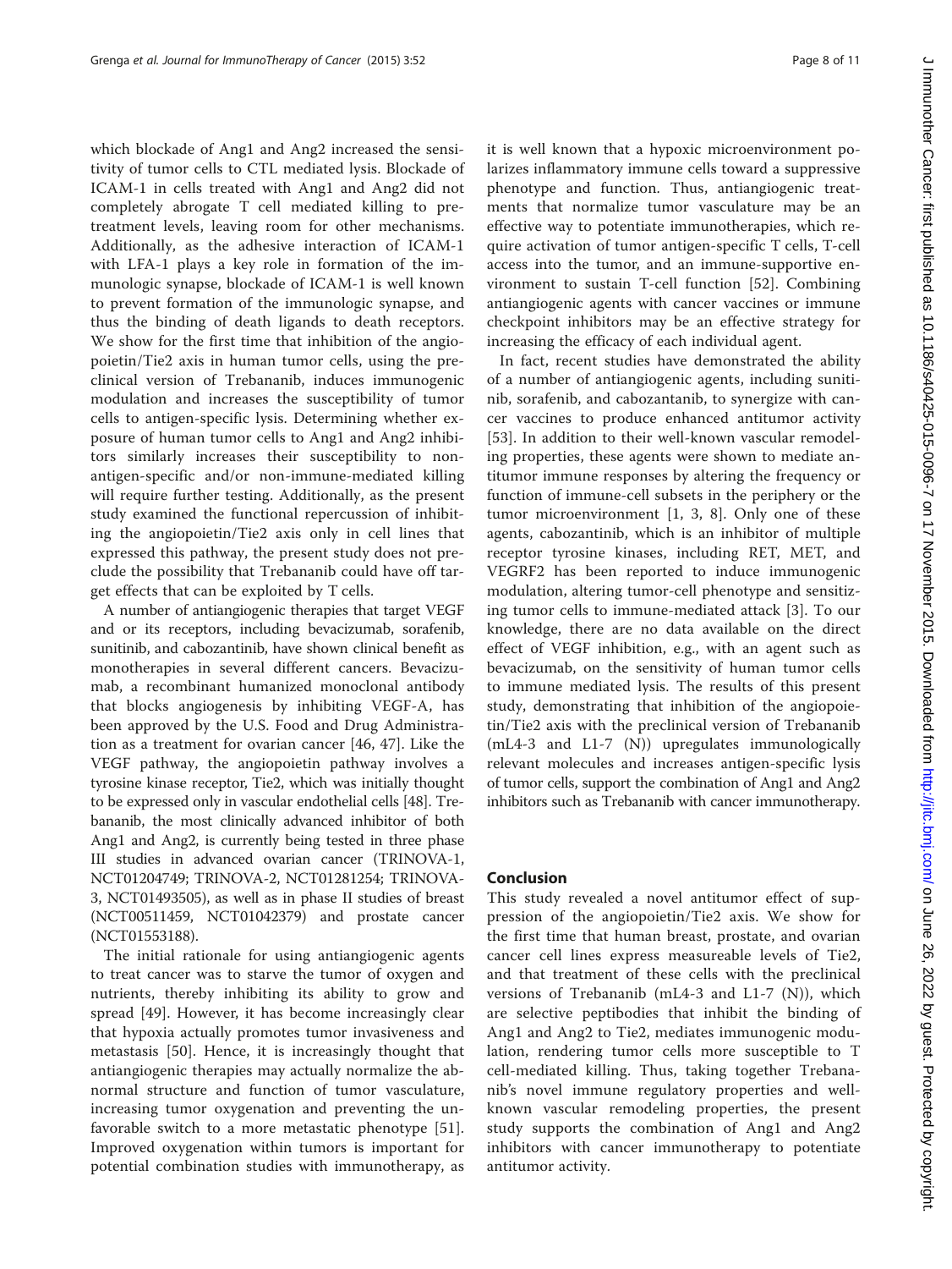which blockade of Ang1 and Ang2 increased the sensitivity of tumor cells to CTL mediated lysis. Blockade of ICAM-1 in cells treated with Ang1 and Ang2 did not completely abrogate T cell mediated killing to pretreatment levels, leaving room for other mechanisms. Additionally, as the adhesive interaction of ICAM-1 with LFA-1 plays a key role in formation of the immunologic synapse, blockade of ICAM-1 is well known to prevent formation of the immunologic synapse, and thus the binding of death ligands to death receptors. We show for the first time that inhibition of the angiopoietin/Tie2 axis in human tumor cells, using the preclinical version of Trebananib, induces immunogenic modulation and increases the susceptibility of tumor cells to antigen-specific lysis. Determining whether exposure of human tumor cells to Ang1 and Ang2 inhibitors similarly increases their susceptibility to non-antigen-specific and/or non-immune-mediated killing will require further testing. Additionally, as the present study examined the functional repercussion of inhibiting the angiopoietin/Tie2 axis only in cell lines that expressed this pathway, the present study does not preclude the possibility that Trebananib could have off target effects that can be exploited by T cells.

A number of antiangiogenic therapies that target VEGF and or its receptors, including bevacizumab, sorafenib, sunitinib, and cabozantinib, have shown clinical benefit as monotherapies in several different cancers. Bevacizumab, a recombinant humanized monoclonal antibody that blocks angiogenesis by inhibiting VEGF-A, has been approved by the U.S. Food and Drug Administration as a treatment for ovarian cancer [46, 47]. Like the VEGF pathway, the angiopoietin pathway involves a tyrosine kinase receptor, Tie2, which was initially thought to be expressed only in vascular endothelial cells [48]. Trebananib, the most clinically advanced inhibitor of both Ang1 and Ang2, is currently being tested in three phase III studies in advanced ovarian cancer (TRINOVA-1, NCT01204749; TRINOVA-2, NCT01281254; TRINOVA-3, NCT01493505), as well as in phase II studies of breast (NCT00511459, NCT01042379) and prostate cancer (NCT01553188).

The initial rationale for using antiangiogenic agents to treat cancer was to starve the tumor of oxygen and nutrients, thereby inhibiting its ability to grow and spread [49]. However, it has become increasingly clear that hypoxia actually promotes tumor invasiveness and metastasis [50]. Hence, it is increasingly thought that antiangiogenic therapies may actually normalize the abnormal structure and function of tumor vasculature, increasing tumor oxygenation and preventing the unfavorable switch to a more metastatic phenotype [51]. Improved oxygenation within tumors is important for potential combination studies with immunotherapy, as it is well known that a hypoxic microenvironment polarizes inflammatory immune cells toward a suppressive phenotype and function. Thus, antiangiogenic treatments that normalize tumor vasculature may be an effective way to potentiate immunotherapies, which require activation of tumor antigen-specific T cells, T-cell access into the tumor, and an immune-supportive environment to sustain T-cell function [52]. Combining antiangiogenic agents with cancer vaccines or immune checkpoint inhibitors may be an effective strategy for increasing the efficacy of each individual agent.

In fact, recent studies have demonstrated the ability of a number of antiangiogenic agents, including sunitinib, sorafenib, and cabozantanib, to synergize with cancer vaccines to produce enhanced antitumor activity [53]. In addition to their well-known vascular remodeling properties, these agents were shown to mediate antitumor immune responses by altering the frequency or function of immune-cell subsets in the periphery or the tumor microenvironment [1, 3, 8]. Only one of these agents, cabozantinib, which is an inhibitor of multiple receptor tyrosine kinases, including RET, MET, and VEGRF2 has been reported to induce immunogenic modulation, altering tumor-cell phenotype and sensitizing tumor cells to immune-mediated attack [3]. To our knowledge, there are no data available on the direct effect of VEGF inhibition, e.g., with an agent such as bevacizumab, on the sensitivity of human tumor cells to immune mediated lysis. The results of this present study, demonstrating that inhibition of the angiopoietin/Tie2 axis with the preclinical version of Trebananib (mL4-3 and L1-7 (N)) upregulates immunologically relevant molecules and increases antigen-specific lysis of tumor cells, support the combination of Ang1 and Ang2 inhibitors such as Trebananib with cancer immunotherapy.

## Conclusion

This study revealed a novel antitumor effect of suppression of the angiopoietin/Tie2 axis. We show for the first time that human breast, prostate, and ovarian cancer cell lines express measureable levels of Tie2, and that treatment of these cells with the preclinical versions of Trebananib (mL4-3 and L1-7 (N)), which are selective peptibodies that inhibit the binding of Ang1 and Ang2 to Tie2, mediates immunogenic modulation, rendering tumor cells more susceptible to T cell-mediated killing. Thus, taking together Trebananib's novel immune regulatory properties and well-known vascular remodeling properties, the present study supports the combination of Ang1 and Ang2 inhibitors with cancer immunotherapy to potentiate antitumor activity.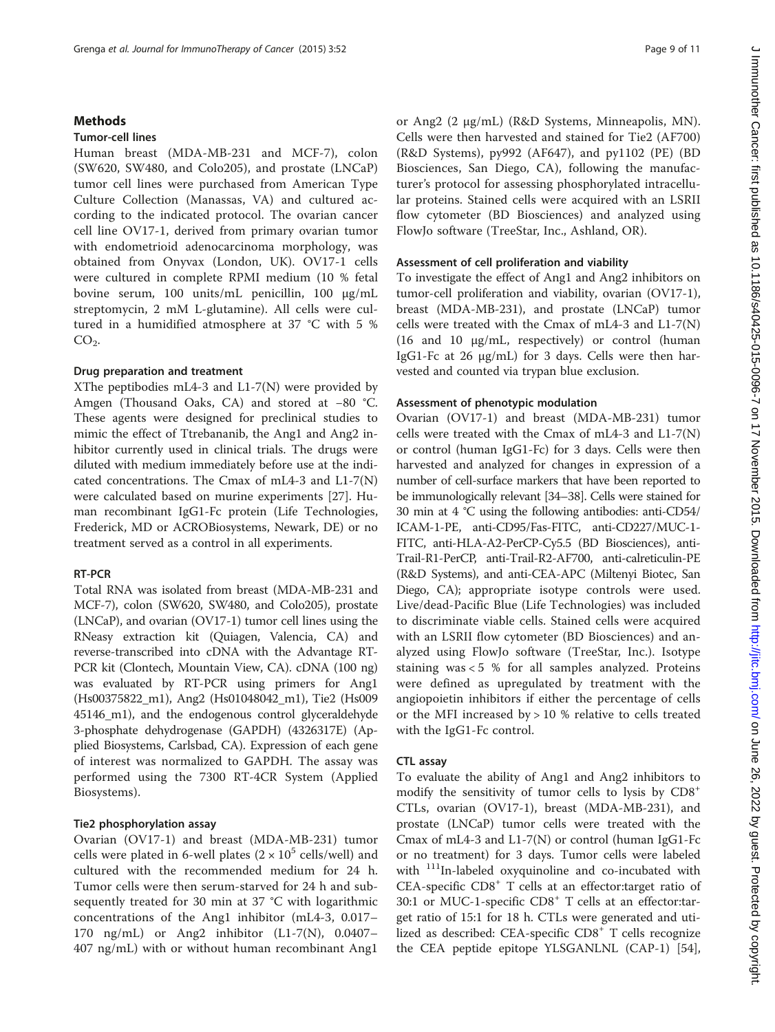## Methods

### Tumor-cell lines

Human breast (MDA-MB-231 and MCF-7), colon (SW620, SW480, and Colo205), and prostate (LNCaP) tumor cell lines were purchased from American Type Culture Collection (Manassas, VA) and cultured according to the indicated protocol. The ovarian cancer cell line OV17-1, derived from primary ovarian tumor with endometrioid adenocarcinoma morphology, was obtained from Onyvax (London, UK). OV17-1 cells were cultured in complete RPMI medium (10 % fetal bovine serum, 100 units/mL penicillin, 100 μg/mL streptomycin, 2 mM L-glutamine). All cells were cultured in a humidified atmosphere at 37 °C with 5 % $CO_2$.

### Drug preparation and treatment

XThe peptibodies mL4-3 and L1-7(N) were provided by Amgen (Thousand Oaks, CA) and stored at −80 °C. These agents were designed for preclinical studies to mimic the effect of Ttrebananib, the Ang1 and Ang2 inhibitor currently used in clinical trials. The drugs were diluted with medium immediately before use at the indicated concentrations. The Cmax of mL4-3 and L1-7(N) were calculated based on murine experiments [27]. Human recombinant IgG1-Fc protein (Life Technologies, Frederick, MD or ACROBiosystems, Newark, DE) or no treatment served as a control in all experiments.

### RT-PCR

Total RNA was isolated from breast (MDA-MB-231 and MCF-7), colon (SW620, SW480, and Colo205), prostate (LNCaP), and ovarian (OV17-1) tumor cell lines using the RNeasy extraction kit (Quiagen, Valencia, CA) and reverse-transcribed into cDNA with the Advantage RT-PCR kit (Clontech, Mountain View, CA). cDNA (100 ng) was evaluated by RT-PCR using primers for Ang1 (Hs00375822_m1), Ang2 (Hs01048042_m1), Tie2 (Hs009 45146_m1), and the endogenous control glyceraldehyde 3-phosphate dehydrogenase (GAPDH) (4326317E) (Applied Biosystems, Carlsbad, CA). Expression of each gene of interest was normalized to GAPDH. The assay was performed using the 7300 RT-4CR System (Applied Biosystems).

### Tie2 phosphorylation assay

Ovarian (OV17-1) and breast (MDA-MB-231) tumor cells were plated in 6-well plates ($2 \times 10^5$ cells/well) and cultured with the recommended medium for 24 h. Tumor cells were then serum-starved for 24 h and subsequently treated for 30 min at 37 °C with logarithmic concentrations of the Ang1 inhibitor (mL4-3, 0.017–170 ng/mL) or Ang2 inhibitor (L1-7(N), 0.0407–407 ng/mL) with or without human recombinant Ang1 or Ang2 (2 μg/mL) (R&D Systems, Minneapolis, MN). Cells were then harvested and stained for Tie2 (AF700) (R&D Systems), py992 (AF647), and py1102 (PE) (BD Biosciences, San Diego, CA), following the manufacturer's protocol for assessing phosphorylated intracellular proteins. Stained cells were acquired with an LSRII flow cytometer (BD Biosciences) and analyzed using FlowJo software (TreeStar, Inc., Ashland, OR).

### Assessment of cell proliferation and viability

To investigate the effect of Ang1 and Ang2 inhibitors on tumor-cell proliferation and viability, ovarian (OV17-1), breast (MDA-MB-231), and prostate (LNCaP) tumor cells were treated with the Cmax of mL4-3 and L1-7(N) (16 and 10 μg/mL, respectively) or control (human IgG1-Fc at 26 μg/mL) for 3 days. Cells were then harvested and counted via trypan blue exclusion.

### Assessment of phenotypic modulation

Ovarian (OV17-1) and breast (MDA-MB-231) tumor cells were treated with the Cmax of mL4-3 and L1-7(N) or control (human IgG1-Fc) for 3 days. Cells were then harvested and analyzed for changes in expression of a number of cell-surface markers that have been reported to be immunologically relevant [34–38]. Cells were stained for 30 min at 4 °C using the following antibodies: anti-CD54/ICAM-1-PE, anti-CD95/Fas-FITC, anti-CD227/MUC-1-FITC, anti-HLA-A2-PerCP-Cy5.5 (BD Biosciences), anti-Trail-R1-PerCP, anti-Trail-R2-AF700, anti-calreticulin-PE (R&D Systems), and anti-CEA-APC (Miltenyi Biotec, San Diego, CA); appropriate isotype controls were used. Live/dead-Pacific Blue (Life Technologies) was included to discriminate viable cells. Stained cells were acquired with an LSRII flow cytometer (BD Biosciences) and analyzed using FlowJo software (TreeStar, Inc.). Isotype staining was < 5 % for all samples analyzed. Proteins were defined as upregulated by treatment with the angiopoietin inhibitors if either the percentage of cells or the MFI increased by > 10 % relative to cells treated with the IgG1-Fc control.

### CTL assay

To evaluate the ability of Ang1 and Ang2 inhibitors to modify the sensitivity of tumor cells to lysis by $CD8^+$ CTLs, ovarian (OV17-1), breast (MDA-MB-231), and prostate (LNCaP) tumor cells were treated with the Cmax of mL4-3 and L1-7(N) or control (human IgG1-Fc or no treatment) for 3 days. Tumor cells were labeled with $^{111}$In-labeled oxyquinoline and co-incubated with CEA-specific $CD8^+$ T cells at an effector:target ratio of 30:1 or MUC-1-specific $CD8^+$ T cells at an effector:target ratio of 15:1 for 18 h. CTLs were generated and utilized as described: CEA-specific $CD8^+$ T cells recognize the CEA peptide epitope YLSGANLNL (CAP-1) [54],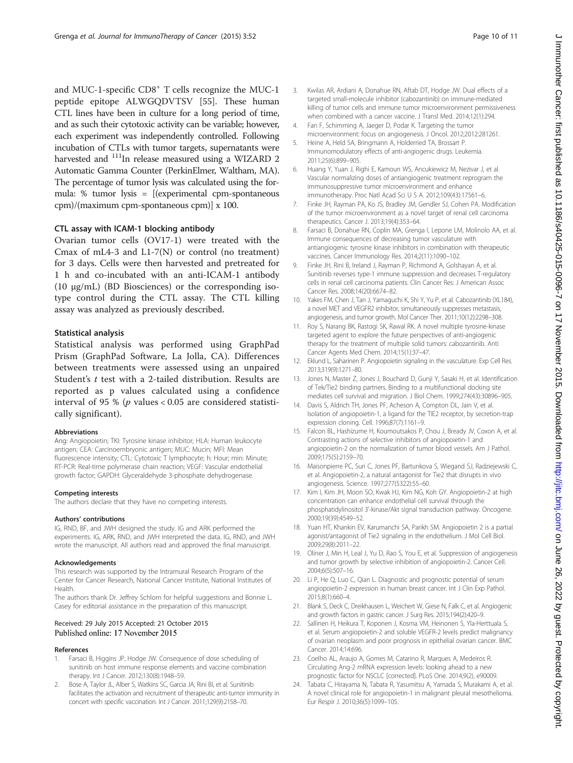and MUC-1-specific $CD8^+$ T cells recognize the MUC-1 peptide epitope ALWGQDVTSV [55]. These human CTL lines have been in culture for a long period of time, and as such their cytotoxic activity can be variable; however, each experiment was independently controlled. Following incubation of CTLs with tumor targets, supernatants were harvested and $^{111}$In release measured using a WIZARD 2 Automatic Gamma Counter (PerkinElmer, Waltham, MA). The percentage of tumor lysis was calculated using the formula: % tumor lysis = [(experimental cpm-spontaneous cpm)/(maximum cpm-spontaneous cpm)] x 100.

### CTL assay with ICAM-1 blocking antibody

Ovarian tumor cells (OV17-1) were treated with the Cmax of mL4-3 and L1-7(N) or control (no treatment) for 3 days. Cells were then harvested and pretreated for 1 h and co-incubated with an anti-ICAM-1 antibody (10 μg/mL) (BD Biosciences) or the corresponding isotype control during the CTL assay. The CTL killing assay was analyzed as previously described.

### Statistical analysis

Statistical analysis was performed using GraphPad Prism (GraphPad Software, La Jolla, CA). Differences between treatments were assessed using an unpaired Student's *t* test with a 2-tailed distribution. Results are reported as p values calculated using a confidence interval of 95 % ($p$ values < 0.05 are considered statistically significant).

#### Abbreviations

Ang: Angiopoietin; TKI: Tyrosine kinase inhibitor; HLA: Human leukocyte antigen; CEA: Carcinoembryonic antigen; MUC: Mucin; MFI: Mean fluorescence intensity; CTL: Cytotoxic T lymphocyte; h: Hour; min: Minute; RT-PCR: Real-time polymerase chain reaction; VEGF: Vascular endothelial growth factor; GAPDH: Glyceraldehyde 3-phosphate dehydrogenase.

#### Competing interests

The authors declare that they have no competing interests.

#### Authors' contributions

IG, RND, BF, and JWH designed the study. IG and ARK performed the experiments. IG, ARK, RND, and JWH interpreted the data. IG, RND, and JWH wrote the manuscript. All authors read and approved the final manuscript.

#### Acknowledgements

This research was supported by the Intramural Research Program of the Center for Cancer Research, National Cancer Institute, National Institutes of Health.

The authors thank Dr. Jeffrey Schlom for helpful suggestions and Bonnie L. Casey for editorial assistance in the preparation of this manuscript.

Received: 29 July 2015 Accepted: 21 October 2015
Published online: 17 November 2015

#### References

1. Farsaci B, Higgins JP, Hodge JW. Consequence of dose scheduling of sunitinib on host immune response elements and vaccine combination therapy. Int J Cancer. 2012;130(8):1948–59.
2. Bose A, Taylor JL, Alber S, Watkins SC, Garcia JA, Rini BI, et al. Sunitinib facilitates the activation and recruitment of therapeutic anti-tumor immunity in concert with specific vaccination. Int J Cancer. 2011;129(9):2158–70.
3. Kwilas AR, Ardiani A, Donahue RN, Aftab DT, Hodge JW. Dual effects of a targeted small-molecule inhibitor (cabozantinib) on immune-mediated killing of tumor cells and immune tumor microenvironment permissiveness when combined with a cancer vaccine. J Transl Med. 2014;12(1):294.
4. Fan F, Schimming A, Jaeger D, Podar K. Targeting the tumor microenvironment: focus on angiogenesis. J Oncol. 2012;2012:281261.
5. Heine A, Held SA, Bringmann A, Holderried TA, Brossart P. Immunomodulatory effects of anti-angiogenic drugs. Leukemia. 2011;25(6):899–905.
6. Huang Y, Yuan J, Righi E, Kamoun WS, Ancukiewicz M, Nezivar J, et al. Vascular normalizing doses of antiangiogenic treatment reprogram the immunosuppressive tumor microenvironment and enhance immunotherapy. Proc Natl Acad Sci U S A. 2012;109(43):17561–6.
7. Finke JH, Rayman PA, Ko JS, Bradley JM, Gendler SJ, Cohen PA. Modification of the tumor microenvironment as a novel target of renal cell carcinoma therapeutics. Cancer J. 2013;19(4):353–64.
8. Farsaci B, Donahue RN, Coplin MA, Grenga I, Lepone LM, Molinolo AA, et al. Immune consequences of decreasing tumor vasculature with antiangiogenic tyrosine kinase inhibitors in combination with therapeutic vaccines. Cancer Immunology Res. 2014;2(11):1090–102.
9. Finke JH, Rini B, Ireland J, Rayman P, Richmond A, Golshayan A, et al. Sunitinib reverses type-1 immune suppression and decreases T-regulatory cells in renal cell carcinoma patients. Clin Cancer Res: J American Assoc Cancer Res. 2008;14(20):6674–82.
10. Yakes FM, Chen J, Tan J, Yamaguchi K, Shi Y, Yu P, et al. Cabozantinib (XL184), a novel MET and VEGFR2 inhibitor, simultaneously suppresses metastasis, angiogenesis, and tumor growth. Mol Cancer Ther. 2011;10(12):2298–308.
11. Roy S, Narang BK, Rastogi SK, Rawal RK. A novel multiple tyrosine-kinase targeted agent to explore the future perspectives of anti-angiogenic therapy for the treatment of multiple solid tumors: cabozantinib. Anti Cancer Agents Med Chem. 2014;15(1):37–47.
12. Eklund L, Saharinen P. Angiopoietin signaling in the vasculature. Exp Cell Res. 2013;319(9):1271–80.
13. Jones N, Master Z, Jones J, Bouchard D, Gunji Y, Sasaki H, et al. Identification of Tek/Tie2 binding partners. Binding to a multifunctional docking site mediates cell survival and migration. J Biol Chem. 1999;274(43):30896–905.
14. Davis S, Aldrich TH, Jones PF, Acheson A, Compton DL, Jain V, et al. Isolation of angiopoietin-1, a ligand for the TIE2 receptor, by secretion-trap expression cloning. Cell. 1996;87(7):1161–9.
15. Falcon BL, Hashizume H, Koumoutsakos P, Chou J, Bready JV, Coxon A, et al. Contrasting actions of selective inhibitors of angiopoietin-1 and angiopoietin-2 on the normalization of tumor blood vessels. Am J Pathol. 2009;175(5):2159–70.
16. Maisonpierre PC, Suri C, Jones PF, Bartunkova S, Wiegand SJ, Radziejewski C, et al. Angiopoietin-2, a natural antagonist for Tie2 that disrupts in vivo angiogenesis. Science. 1997;277(5322):55–60.
17. Kim I, Kim JH, Moon SO, Kwak HJ, Kim NG, Koh GY. Angiopoietin-2 at high concentration can enhance endothelial cell survival through the phosphatidylinositol 3'-kinase/Akt signal transduction pathway. Oncogene. 2000;19(39):4549–52.
18. Yuan HT, Khankin EV, Karumanchi SA, Parikh SM. Angiopoietin 2 is a partial agonist/antagonist of Tie2 signaling in the endothelium. J Mol Cell Biol. 2009;29(8):2011–22.
19. Oliner J, Min H, Leal J, Yu D, Rao S, You E, et al. Suppression of angiogenesis and tumor growth by selective inhibition of angiopoietin-2. Cancer Cell. 2004;6(5):507–16.
20. Li P, He Q, Luo C, Qian L. Diagnostic and prognostic potential of serum angiopoietin-2 expression in human breast cancer. Int J Clin Exp Pathol. 2015;8(1):660–4.
21. Blank S, Deck C, Dreikhausen L, Weichert W, Giese N, Falk C, et al. Angiogenic and growth factors in gastric cancer. J Surg Res. 2015;194(2):420–9.
22. Sallinen H, Heikura T, Koponen J, Kosma VM, Heinonen S, Yla-Herttuala S, et al. Serum angiopoietin-2 and soluble VEGFR-2 levels predict malignancy of ovarian neoplasm and poor prognosis in epithelial ovarian cancer. BMC Cancer. 2014;14:696.
23. Coelho AL, Araujo A, Gomes M, Catarino R, Marques A, Medeiros R. Circulating Ang-2 mRNA expression levels: looking ahead to a new prognostic factor for NSCLC [corrected]. PLoS One. 2014;9(2), e90009.
24. Tabata C, Hirayama N, Tabata R, Yasumitsu A, Yamada S, Murakami A, et al. A novel clinical role for angiopoietin-1 in malignant pleural mesothelioma. Eur Respir J. 2010;36(5):1099–105.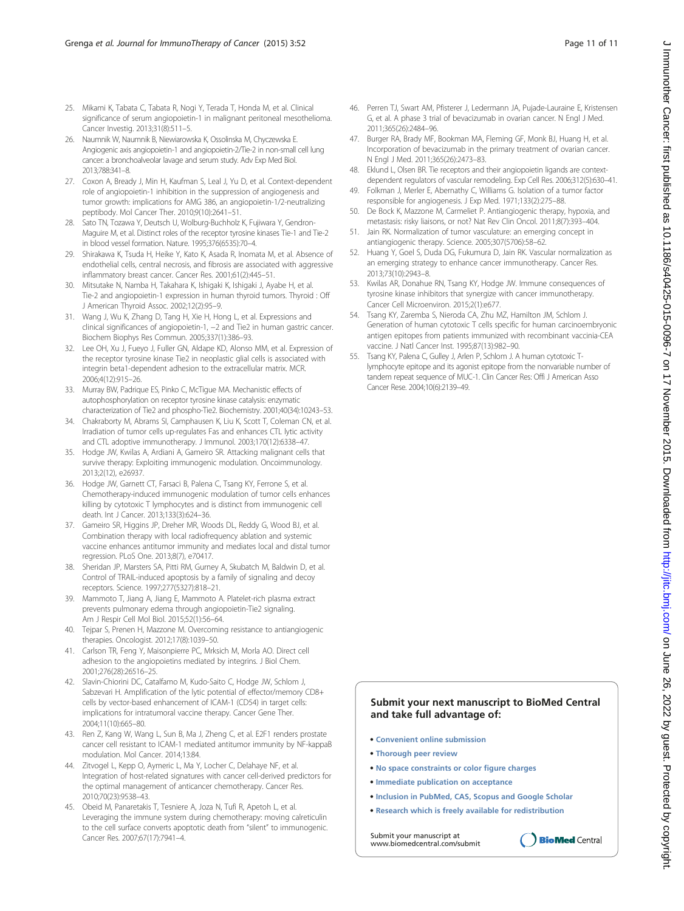25. Mikami K, Tabata C, Tabata R, Nogi Y, Terada T, Honda M, et al. Clinical significance of serum angiopoietin-1 in malignant peritoneal mesothelioma. Cancer Investig. 2013;31(8):511–5.
26. Naumnik W, Naumnik B, Niewiarowska K, Ossolinska M, Chyczewska E. Angiogenic axis angiopoietin-1 and angiopoietin-2/Tie-2 in non-small cell lung cancer: a bronchoalveolar lavage and serum study. Adv Exp Med Biol. 2013;788:341–8.
27. Coxon A, Bready J, Min H, Kaufman S, Leal J, Yu D, et al. Context-dependent role of angiopoietin-1 inhibition in the suppression of angiogenesis and tumor growth: implications for AMG 386, an angiopoietin-1/2-neutralizing peptibody. Mol Cancer Ther. 2010;9(10):2641–51.
28. Sato TN, Tozawa Y, Deutsch U, Wolburg-Buchholz K, Fujiwara Y, Gendron-Maguire M, et al. Distinct roles of the receptor tyrosine kinases Tie-1 and Tie-2 in blood vessel formation. Nature. 1995;376(6535):70–4.
29. Shirakawa K, Tsuda H, Heike Y, Kato K, Asada R, Inomata M, et al. Absence of endothelial cells, central necrosis, and fibrosis are associated with aggressive inflammatory breast cancer. Cancer Res. 2001;61(2):445–51.
30. Mitsutake N, Namba H, Takahara K, Ishigaki K, Ishigaki J, Ayabe H, et al. Tie-2 and angiopoietin-1 expression in human thyroid tumors. Thyroid : Off J American Thyroid Assoc. 2002;12(2):95–9.
31. Wang J, Wu K, Zhang D, Tang H, Xie H, Hong L, et al. Expressions and clinical significances of angiopoietin-1, −2 and Tie2 in human gastric cancer. Biochem Biophys Res Commun. 2005;337(1):386–93.
32. Lee OH, Xu J, Fueyo J, Fuller GN, Aldape KD, Alonso MM, et al. Expression of the receptor tyrosine kinase Tie2 in neoplastic glial cells is associated with integrin beta1-dependent adhesion to the extracellular matrix. MCR. 2006;4(12):915–26.
33. Murray BW, Padrique ES, Pinko C, McTigue MA. Mechanistic effects of autophosphorylation on receptor tyrosine kinase catalysis: enzymatic characterization of Tie2 and phospho-Tie2. Biochemistry. 2001;40(34):10243–53.
34. Chakraborty M, Abrams SI, Camphausen K, Liu K, Scott T, Coleman CN, et al. Irradiation of tumor cells up-regulates Fas and enhances CTL lytic activity and CTL adoptive immunotherapy. J Immunol. 2003;170(12):6338–47.
35. Hodge JW, Kwilas A, Ardiani A, Gameiro SR. Attacking malignant cells that survive therapy: Exploiting immunogenic modulation. Oncoimmunology. 2013;2(12), e26937.
36. Hodge JW, Garnett CT, Farsaci B, Palena C, Tsang KY, Ferrone S, et al. Chemotherapy-induced immunogenic modulation of tumor cells enhances killing by cytotoxic T lymphocytes and is distinct from immunogenic cell death. Int J Cancer. 2013;133(3):624–36.
37. Gameiro SR, Higgins JP, Dreher MR, Woods DL, Reddy G, Wood BJ, et al. Combination therapy with local radiofrequency ablation and systemic vaccine enhances antitumor immunity and mediates local and distal tumor regression. PLoS One. 2013;8(7), e70417.
38. Sheridan JP, Marsters SA, Pitti RM, Gurney A, Skubatch M, Baldwin D, et al. Control of TRAIL-induced apoptosis by a family of signaling and decoy receptors. Science. 1997;277(5327):818–21.
39. Mammoto T, Jiang A, Jiang E, Mammoto A. Platelet-rich plasma extract prevents pulmonary edema through angiopoietin-Tie2 signaling. Am J Respir Cell Mol Biol. 2015;52(1):56–64.
40. Tejpar S, Prenen H, Mazzone M. Overcoming resistance to antiangiogenic therapies. Oncologist. 2012;17(8):1039–50.
41. Carlson TR, Feng Y, Maisonpierre PC, Mrksich M, Morla AO. Direct cell adhesion to the angiopoietins mediated by integrins. J Biol Chem. 2001;276(28):26516–25.
42. Slavin-Chiorini DC, Catalfamo M, Kudo-Saito C, Hodge JW, Schlom J, Sabzevari H. Amplification of the lytic potential of effector/memory CD8+ cells by vector-based enhancement of ICAM-1 (CD54) in target cells: implications for intratumoral vaccine therapy. Cancer Gene Ther. 2004;11(10):665–80.
43. Ren Z, Kang W, Wang L, Sun B, Ma J, Zheng C, et al. E2F1 renders prostate cancer cell resistant to ICAM-1 mediated antitumor immunity by NF-kappaB modulation. Mol Cancer. 2014;13:84.
44. Zitvogel L, Kepp O, Aymeric L, Ma Y, Locher C, Delahaye NF, et al. Integration of host-related signatures with cancer cell-derived predictors for the optimal management of anticancer chemotherapy. Cancer Res. 2010;70(23):9538–43.
45. Obeid M, Panaretakis T, Tesniere A, Joza N, Tufi R, Apetoh L, et al. Leveraging the immune system during chemotherapy: moving calreticulin to the cell surface converts apoptotic death from "silent" to immunogenic. Cancer Res. 2007;67(17):7941–4.
46. Perren TJ, Swart AM, Pfisterer J, Ledermann JA, Pujade-Lauraine E, Kristensen G, et al. A phase 3 trial of bevacizumab in ovarian cancer. N Engl J Med. 2011;365(26):2484–96.
47. Burger RA, Brady MF, Bookman MA, Fleming GF, Monk BJ, Huang H, et al. Incorporation of bevacizumab in the primary treatment of ovarian cancer. N Engl J Med. 2011;365(26):2473–83.
48. Eklund L, Olsen BR. Tie receptors and their angiopoietin ligands are context-dependent regulators of vascular remodeling. Exp Cell Res. 2006;312(5):630–41.
49. Folkman J, Merler E, Abernathy C, Williams G. Isolation of a tumor factor responsible for angiogenesis. J Exp Med. 1971;133(2):275–88.
50. De Bock K, Mazzone M, Carmeliet P. Antiangiogenic therapy, hypoxia, and metastasis: risky liaisons, or not? Nat Rev Clin Oncol. 2011;8(7):393–404.
51. Jain RK. Normalization of tumor vasculature: an emerging concept in antiangiogenic therapy. Science. 2005;307(5706):58–62.
52. Huang Y, Goel S, Duda DG, Fukumura D, Jain RK. Vascular normalization as an emerging strategy to enhance cancer immunotherapy. Cancer Res. 2013;73(10):2943–8.
53. Kwilas AR, Donahue RN, Tsang KY, Hodge JW. Immune consequences of tyrosine kinase inhibitors that synergize with cancer immunotherapy. Cancer Cell Microenviron. 2015;2(1):e677.
54. Tsang KY, Zaremba S, Nieroda CA, Zhu MZ, Hamilton JM, Schlom J. Generation of human cytotoxic T cells specific for human carcinoembryonic antigen epitopes from patients immunized with recombinant vaccinia-CEA vaccine. J Natl Cancer Inst. 1995;87(13):982–90.
55. Tsang KY, Palena C, Gulley J, Arlen P, Schlom J. A human cytotoxic T-lymphocyte epitope and its agonist epitope from the nonvariable number of tandem repeat sequence of MUC-1. Clin Cancer Res: Offi J American Asso Cancer Rese. 2004;10(6):2139–49.

**Submit your next manuscript to BioMed Central and take full advantage of:**

- Convenient online submission
- Thorough peer review
- No space constraints or color figure charges
- Immediate publication on acceptance
- Inclusion in PubMed, CAS, Scopus and Google Scholar
- Research which is freely available for redistribution

Submit your manuscript at
www.biomedcentral.com/submit

BioMed Central